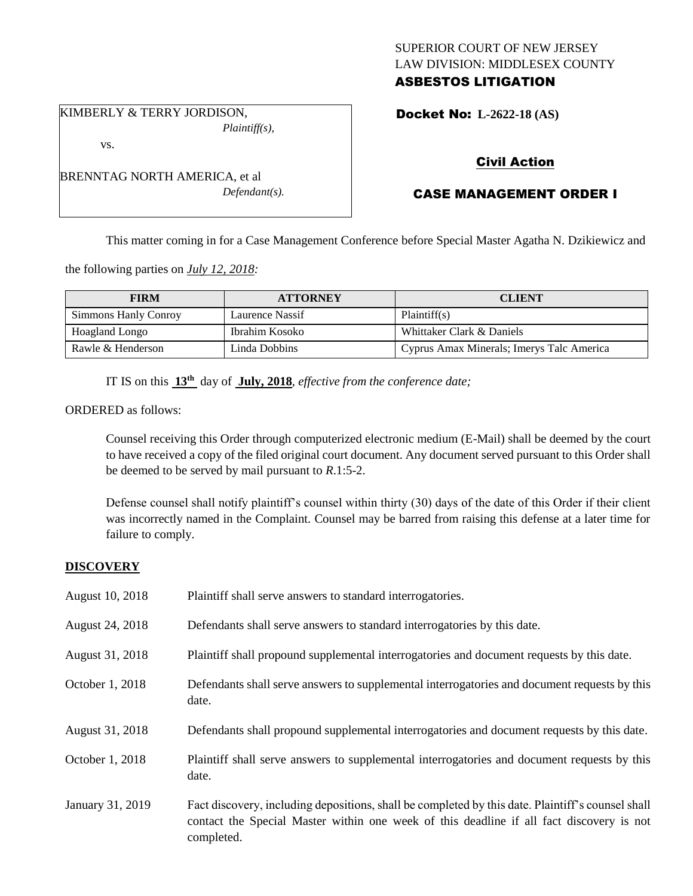SUPERIOR COURT OF NEW JERSEY
LAW DIVISION: MIDDLESEX COUNTY
**ASBESTOS LITIGATION**

KIMBERLY & TERRY JORDISON,
*Plaintiff(s),*

vs.

BRENNTAG NORTH AMERICA, et al
*Defendant(s).*

**Docket No: L-2622-18 (AS)**

**Civil Action**

**CASE MANAGEMENT ORDER I**

This matter coming in for a Case Management Conference before Special Master Agatha N. Dzikiewicz and the following parties on *July 12, 2018:*

| FIRM | ATTORNEY | CLIENT |
|---|---|---|
| Simmons Hanly Conroy | Laurence Nassif | Plaintiff(s) |
| Hoagland Longo | Ibrahim Kosoko | Whittaker Clark & Daniels |
| Rawle & Henderson | Linda Dobbins | Cyprus Amax Minerals; Imerys Talc America |

IT IS on this **13th** day of **July, 2018**, *effective from the conference date;*

ORDERED as follows:

Counsel receiving this Order through computerized electronic medium (E-Mail) shall be deemed by the court to have received a copy of the filed original court document. Any document served pursuant to this Order shall be deemed to be served by mail pursuant to *R*.1:5-2.

Defense counsel shall notify plaintiff's counsel within thirty (30) days of the date of this Order if their client was incorrectly named in the Complaint. Counsel may be barred from raising this defense at a later time for failure to comply.

**DISCOVERY**

| | |
|---|---|
| August 10, 2018 | Plaintiff shall serve answers to standard interrogatories. |
| August 24, 2018 | Defendants shall serve answers to standard interrogatories by this date. |
| August 31, 2018 | Plaintiff shall propound supplemental interrogatories and document requests by this date. |
| October 1, 2018 | Defendants shall serve answers to supplemental interrogatories and document requests by this date. |
| August 31, 2018 | Defendants shall propound supplemental interrogatories and document requests by this date. |
| October 1, 2018 | Plaintiff shall serve answers to supplemental interrogatories and document requests by this date. |
| January 31, 2019 | Fact discovery, including depositions, shall be completed by this date. Plaintiff's counsel shall contact the Special Master within one week of this deadline if all fact discovery is not completed. |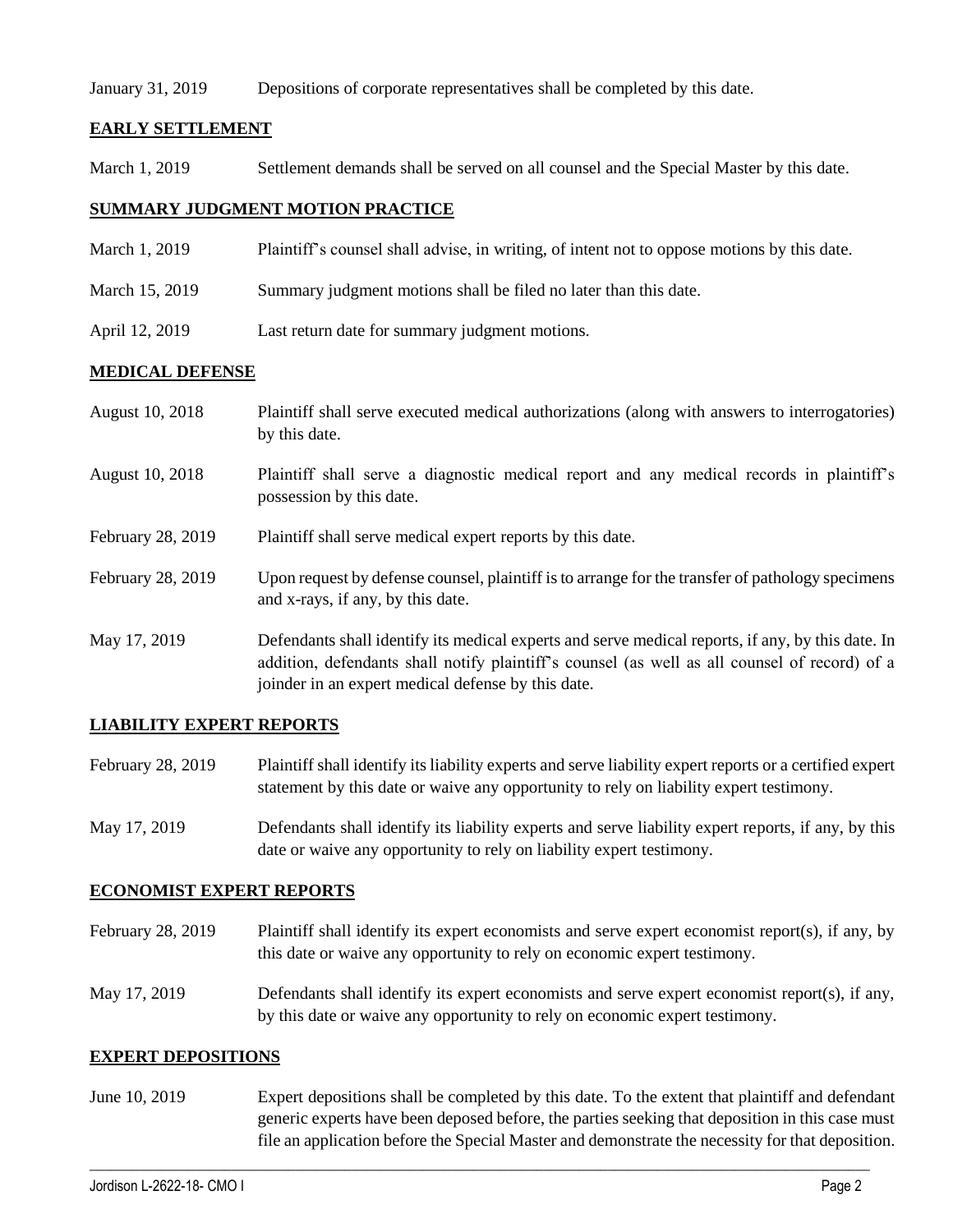January 31, 2019 Depositions of corporate representatives shall be completed by this date.

## EARLY SETTLEMENT

March 1, 2019 Settlement demands shall be served on all counsel and the Special Master by this date.

## SUMMARY JUDGMENT MOTION PRACTICE

March 1, 2019 Plaintiff's counsel shall advise, in writing, of intent not to oppose motions by this date.

March 15, 2019 Summary judgment motions shall be filed no later than this date.

April 12, 2019 Last return date for summary judgment motions.

## MEDICAL DEFENSE

August 10, 2018 Plaintiff shall serve executed medical authorizations (along with answers to interrogatories) by this date.

August 10, 2018 Plaintiff shall serve a diagnostic medical report and any medical records in plaintiff's possession by this date.

February 28, 2019 Plaintiff shall serve medical expert reports by this date.

February 28, 2019 Upon request by defense counsel, plaintiff is to arrange for the transfer of pathology specimens and x-rays, if any, by this date.

May 17, 2019 Defendants shall identify its medical experts and serve medical reports, if any, by this date. In addition, defendants shall notify plaintiff's counsel (as well as all counsel of record) of a joinder in an expert medical defense by this date.

## LIABILITY EXPERT REPORTS

February 28, 2019 Plaintiff shall identify its liability experts and serve liability expert reports or a certified expert statement by this date or waive any opportunity to rely on liability expert testimony.

May 17, 2019 Defendants shall identify its liability experts and serve liability expert reports, if any, by this date or waive any opportunity to rely on liability expert testimony.

## ECONOMIST EXPERT REPORTS

February 28, 2019 Plaintiff shall identify its expert economists and serve expert economist report(s), if any, by this date or waive any opportunity to rely on economic expert testimony.

May 17, 2019 Defendants shall identify its expert economists and serve expert economist report(s), if any, by this date or waive any opportunity to rely on economic expert testimony.

## EXPERT DEPOSITIONS

June 10, 2019 Expert depositions shall be completed by this date. To the extent that plaintiff and defendant generic experts have been deposed before, the parties seeking that deposition in this case must file an application before the Special Master and demonstrate the necessity for that deposition.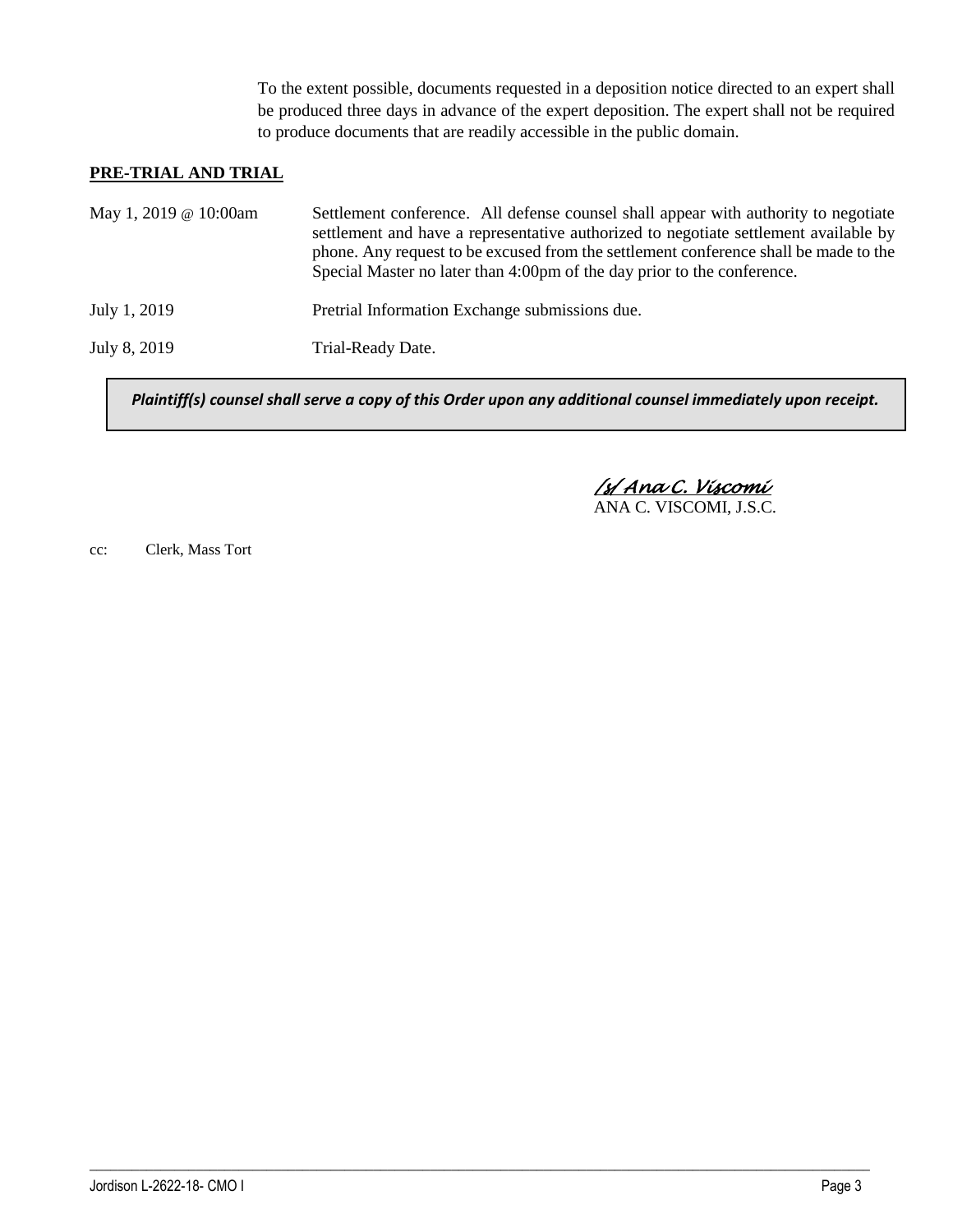To the extent possible, documents requested in a deposition notice directed to an expert shall be produced three days in advance of the expert deposition. The expert shall not be required to produce documents that are readily accessible in the public domain.

## PRE-TRIAL AND TRIAL

| | |
|---|---|
| May 1, 2019 @ 10:00am | Settlement conference. All defense counsel shall appear with authority to negotiate settlement and have a representative authorized to negotiate settlement available by phone. Any request to be excused from the settlement conference shall be made to the Special Master no later than 4:00pm of the day prior to the conference. |
| July 1, 2019 | Pretrial Information Exchange submissions due. |
| July 8, 2019 | Trial-Ready Date. |

***Plaintiff(s) counsel shall serve a copy of this Order upon any additional counsel immediately upon receipt.***

*/s/ Ana C. Viscomi*
ANA C. VISCOMI, J.S.C.

cc: Clerk, Mass Tort